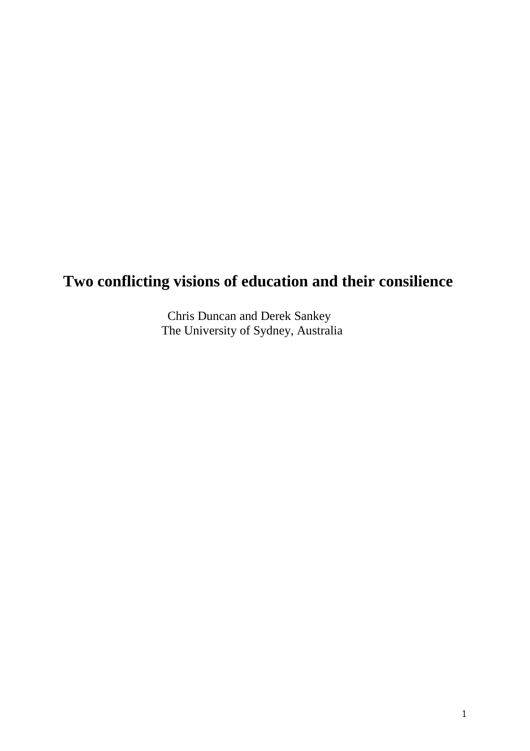# Two conflicting visions of education and their consilience

Chris Duncan and Derek Sankey
The University of Sydney, Australia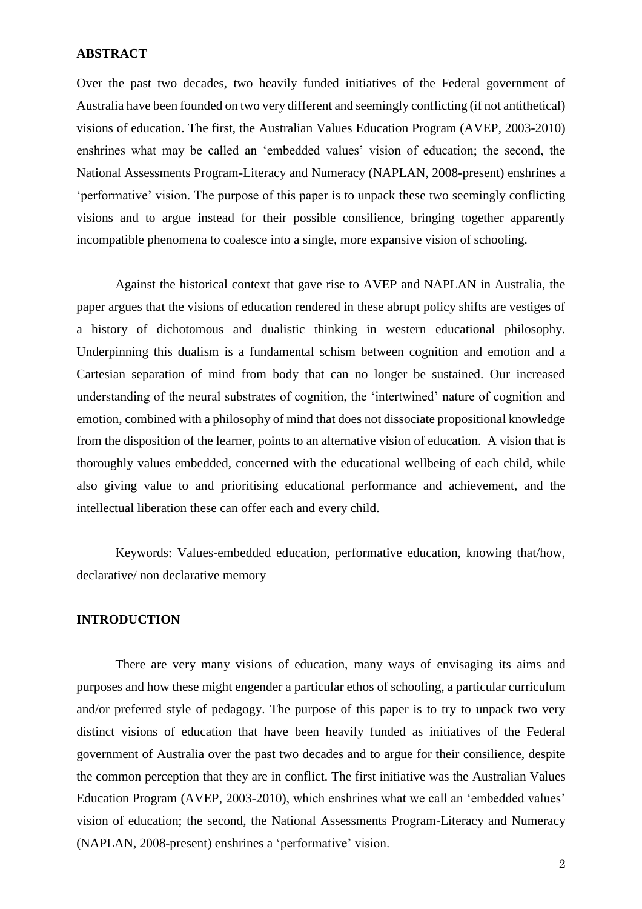## ABSTRACT

Over the past two decades, two heavily funded initiatives of the Federal government of Australia have been founded on two very different and seemingly conflicting (if not antithetical) visions of education. The first, the Australian Values Education Program (AVEP, 2003-2010) enshrines what may be called an 'embedded values' vision of education; the second, the National Assessments Program-Literacy and Numeracy (NAPLAN, 2008-present) enshrines a 'performative' vision. The purpose of this paper is to unpack these two seemingly conflicting visions and to argue instead for their possible consilience, bringing together apparently incompatible phenomena to coalesce into a single, more expansive vision of schooling.

Against the historical context that gave rise to AVEP and NAPLAN in Australia, the paper argues that the visions of education rendered in these abrupt policy shifts are vestiges of a history of dichotomous and dualistic thinking in western educational philosophy. Underpinning this dualism is a fundamental schism between cognition and emotion and a Cartesian separation of mind from body that can no longer be sustained. Our increased understanding of the neural substrates of cognition, the 'intertwined' nature of cognition and emotion, combined with a philosophy of mind that does not dissociate propositional knowledge from the disposition of the learner, points to an alternative vision of education. A vision that is thoroughly values embedded, concerned with the educational wellbeing of each child, while also giving value to and prioritising educational performance and achievement, and the intellectual liberation these can offer each and every child.

Keywords: Values-embedded education, performative education, knowing that/how, declarative/ non declarative memory

## INTRODUCTION

There are very many visions of education, many ways of envisaging its aims and purposes and how these might engender a particular ethos of schooling, a particular curriculum and/or preferred style of pedagogy. The purpose of this paper is to try to unpack two very distinct visions of education that have been heavily funded as initiatives of the Federal government of Australia over the past two decades and to argue for their consilience, despite the common perception that they are in conflict. The first initiative was the Australian Values Education Program (AVEP, 2003-2010), which enshrines what we call an 'embedded values' vision of education; the second, the National Assessments Program-Literacy and Numeracy (NAPLAN, 2008-present) enshrines a 'performative' vision.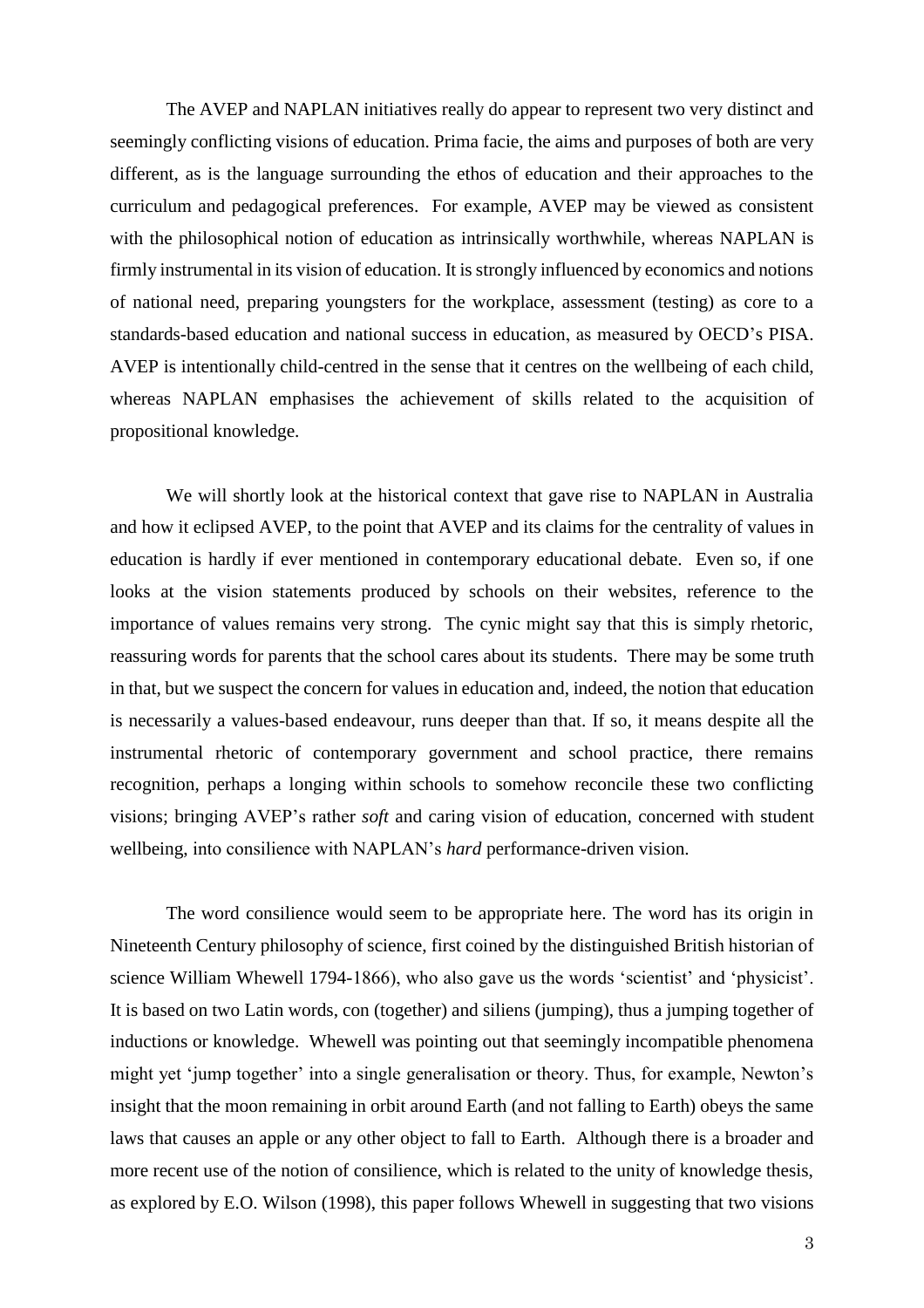The AVEP and NAPLAN initiatives really do appear to represent two very distinct and seemingly conflicting visions of education. Prima facie, the aims and purposes of both are very different, as is the language surrounding the ethos of education and their approaches to the curriculum and pedagogical preferences. For example, AVEP may be viewed as consistent with the philosophical notion of education as intrinsically worthwhile, whereas NAPLAN is firmly instrumental in its vision of education. It is strongly influenced by economics and notions of national need, preparing youngsters for the workplace, assessment (testing) as core to a standards-based education and national success in education, as measured by OECD's PISA. AVEP is intentionally child-centred in the sense that it centres on the wellbeing of each child, whereas NAPLAN emphasises the achievement of skills related to the acquisition of propositional knowledge.

We will shortly look at the historical context that gave rise to NAPLAN in Australia and how it eclipsed AVEP, to the point that AVEP and its claims for the centrality of values in education is hardly if ever mentioned in contemporary educational debate. Even so, if one looks at the vision statements produced by schools on their websites, reference to the importance of values remains very strong. The cynic might say that this is simply rhetoric, reassuring words for parents that the school cares about its students. There may be some truth in that, but we suspect the concern for values in education and, indeed, the notion that education is necessarily a values-based endeavour, runs deeper than that. If so, it means despite all the instrumental rhetoric of contemporary government and school practice, there remains recognition, perhaps a longing within schools to somehow reconcile these two conflicting visions; bringing AVEP's rather *soft* and caring vision of education, concerned with student wellbeing, into consilience with NAPLAN's *hard* performance-driven vision.

The word consilience would seem to be appropriate here. The word has its origin in Nineteenth Century philosophy of science, first coined by the distinguished British historian of science William Whewell 1794-1866), who also gave us the words 'scientist' and 'physicist'. It is based on two Latin words, con (together) and siliens (jumping), thus a jumping together of inductions or knowledge. Whewell was pointing out that seemingly incompatible phenomena might yet 'jump together' into a single generalisation or theory. Thus, for example, Newton's insight that the moon remaining in orbit around Earth (and not falling to Earth) obeys the same laws that causes an apple or any other object to fall to Earth. Although there is a broader and more recent use of the notion of consilience, which is related to the unity of knowledge thesis, as explored by E.O. Wilson (1998), this paper follows Whewell in suggesting that two visions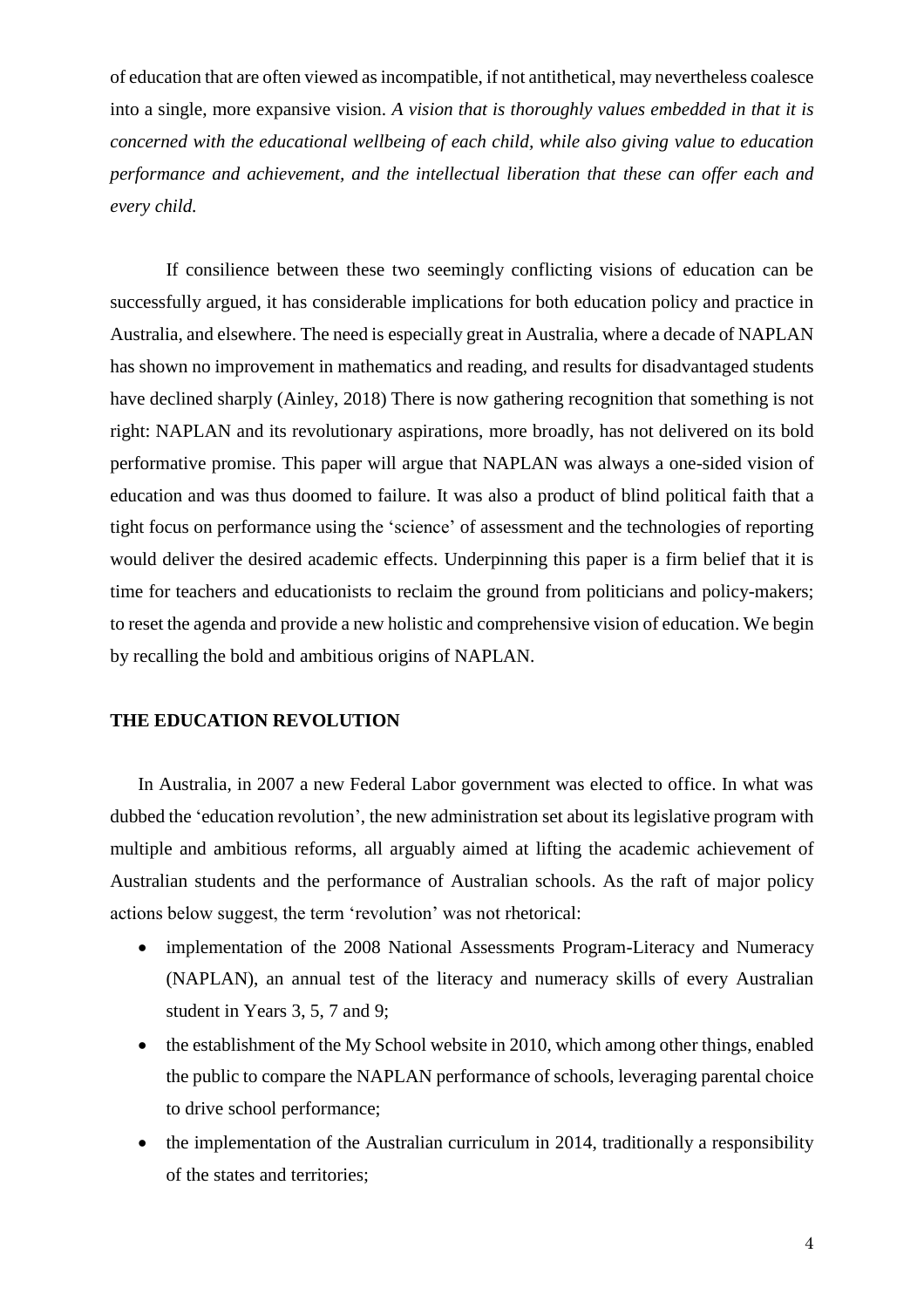of education that are often viewed as incompatible, if not antithetical, may nevertheless coalesce into a single, more expansive vision. *A vision that is thoroughly values embedded in that it is concerned with the educational wellbeing of each child, while also giving value to education performance and achievement, and the intellectual liberation that these can offer each and every child.*

If consilience between these two seemingly conflicting visions of education can be successfully argued, it has considerable implications for both education policy and practice in Australia, and elsewhere. The need is especially great in Australia, where a decade of NAPLAN has shown no improvement in mathematics and reading, and results for disadvantaged students have declined sharply (Ainley, 2018) There is now gathering recognition that something is not right: NAPLAN and its revolutionary aspirations, more broadly, has not delivered on its bold performative promise. This paper will argue that NAPLAN was always a one-sided vision of education and was thus doomed to failure. It was also a product of blind political faith that a tight focus on performance using the 'science' of assessment and the technologies of reporting would deliver the desired academic effects. Underpinning this paper is a firm belief that it is time for teachers and educationists to reclaim the ground from politicians and policy-makers; to reset the agenda and provide a new holistic and comprehensive vision of education. We begin by recalling the bold and ambitious origins of NAPLAN.

## THE EDUCATION REVOLUTION

In Australia, in 2007 a new Federal Labor government was elected to office. In what was dubbed the 'education revolution', the new administration set about its legislative program with multiple and ambitious reforms, all arguably aimed at lifting the academic achievement of Australian students and the performance of Australian schools. As the raft of major policy actions below suggest, the term 'revolution' was not rhetorical:

- implementation of the 2008 National Assessments Program-Literacy and Numeracy (NAPLAN), an annual test of the literacy and numeracy skills of every Australian student in Years 3, 5, 7 and 9;
- the establishment of the My School website in 2010, which among other things, enabled the public to compare the NAPLAN performance of schools, leveraging parental choice to drive school performance;
- the implementation of the Australian curriculum in 2014, traditionally a responsibility of the states and territories;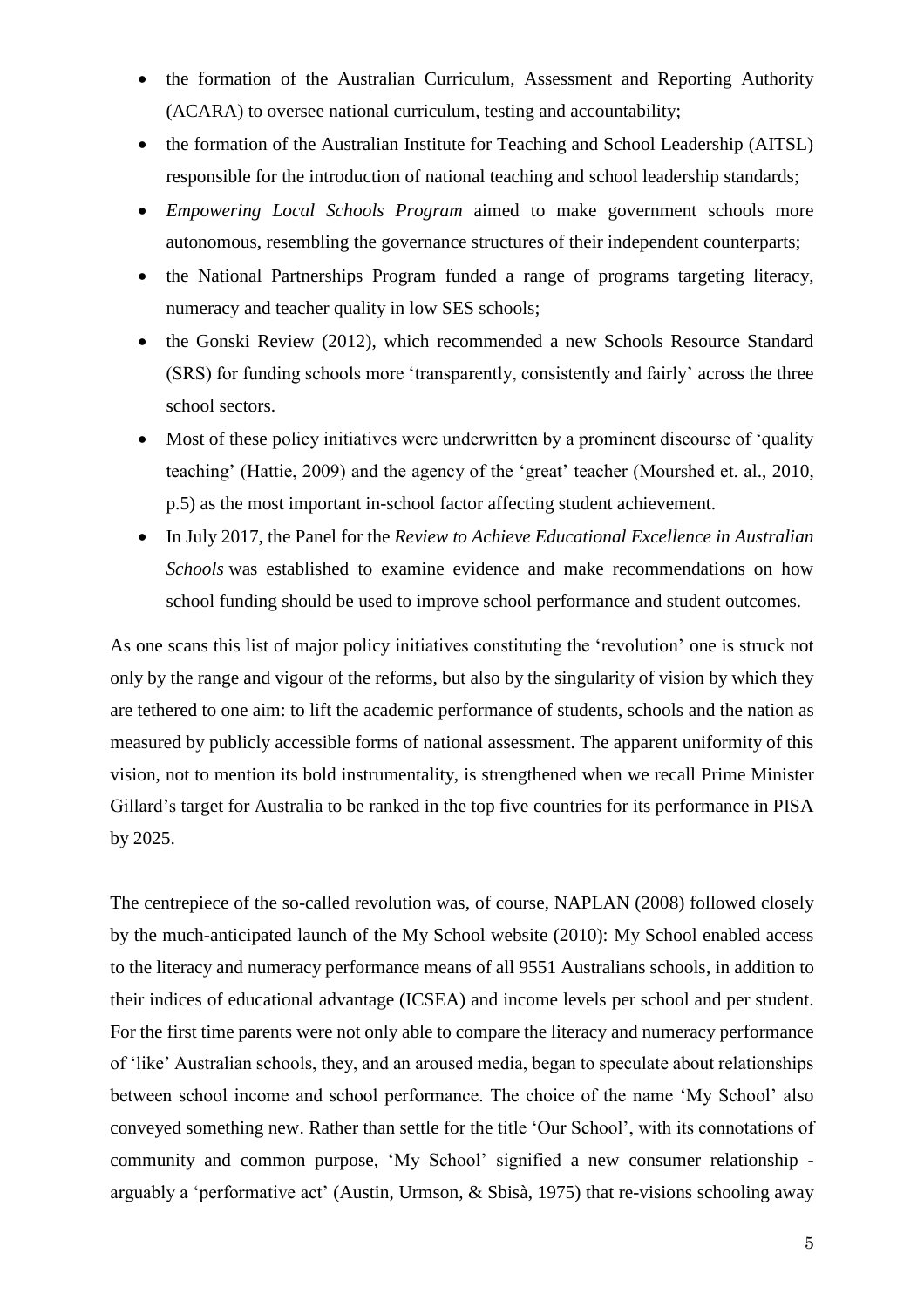- the formation of the Australian Curriculum, Assessment and Reporting Authority (ACARA) to oversee national curriculum, testing and accountability;
- the formation of the Australian Institute for Teaching and School Leadership (AITSL) responsible for the introduction of national teaching and school leadership standards;
- *Empowering Local Schools Program* aimed to make government schools more autonomous, resembling the governance structures of their independent counterparts;
- the National Partnerships Program funded a range of programs targeting literacy, numeracy and teacher quality in low SES schools;
- the Gonski Review (2012), which recommended a new Schools Resource Standard (SRS) for funding schools more 'transparently, consistently and fairly' across the three school sectors.
- Most of these policy initiatives were underwritten by a prominent discourse of 'quality teaching' (Hattie, 2009) and the agency of the 'great' teacher (Mourshed et. al., 2010, p.5) as the most important in-school factor affecting student achievement.
- In July 2017, the Panel for the *Review to Achieve Educational Excellence in Australian Schools* was established to examine evidence and make recommendations on how school funding should be used to improve school performance and student outcomes.

As one scans this list of major policy initiatives constituting the 'revolution' one is struck not only by the range and vigour of the reforms, but also by the singularity of vision by which they are tethered to one aim: to lift the academic performance of students, schools and the nation as measured by publicly accessible forms of national assessment. The apparent uniformity of this vision, not to mention its bold instrumentality, is strengthened when we recall Prime Minister Gillard's target for Australia to be ranked in the top five countries for its performance in PISA by 2025.

The centrepiece of the so-called revolution was, of course, NAPLAN (2008) followed closely by the much-anticipated launch of the My School website (2010): My School enabled access to the literacy and numeracy performance means of all 9551 Australians schools, in addition to their indices of educational advantage (ICSEA) and income levels per school and per student. For the first time parents were not only able to compare the literacy and numeracy performance of 'like' Australian schools, they, and an aroused media, began to speculate about relationships between school income and school performance. The choice of the name 'My School' also conveyed something new. Rather than settle for the title 'Our School', with its connotations of community and common purpose, 'My School' signified a new consumer relationship - arguably a 'performative act' (Austin, Urmson, & Sbisà, 1975) that re-visions schooling away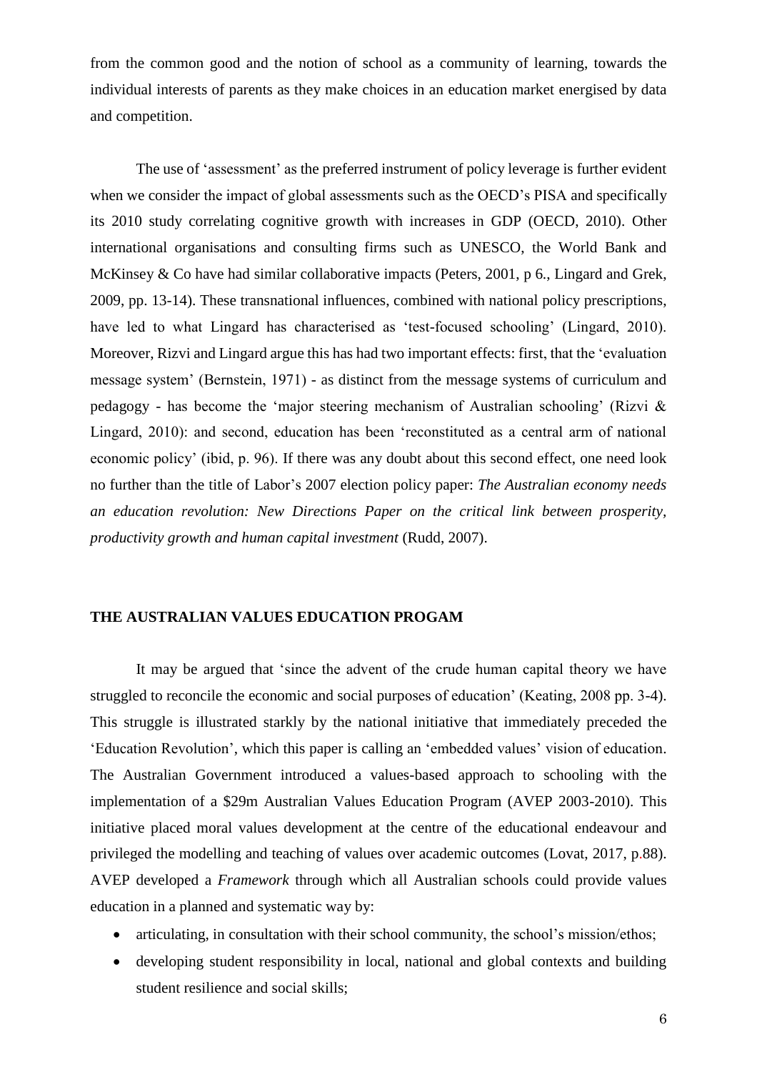from the common good and the notion of school as a community of learning, towards the individual interests of parents as they make choices in an education market energised by data and competition.

The use of 'assessment' as the preferred instrument of policy leverage is further evident when we consider the impact of global assessments such as the OECD's PISA and specifically its 2010 study correlating cognitive growth with increases in GDP (OECD, 2010). Other international organisations and consulting firms such as UNESCO, the World Bank and McKinsey & Co have had similar collaborative impacts (Peters, 2001, p 6., Lingard and Grek, 2009, pp. 13-14). These transnational influences, combined with national policy prescriptions, have led to what Lingard has characterised as 'test-focused schooling' (Lingard, 2010). Moreover, Rizvi and Lingard argue this has had two important effects: first, that the 'evaluation message system' (Bernstein, 1971) - as distinct from the message systems of curriculum and pedagogy - has become the 'major steering mechanism of Australian schooling' (Rizvi & Lingard, 2010): and second, education has been 'reconstituted as a central arm of national economic policy' (ibid, p. 96). If there was any doubt about this second effect, one need look no further than the title of Labor's 2007 election policy paper: *The Australian economy needs an education revolution: New Directions Paper on the critical link between prosperity, productivity growth and human capital investment* (Rudd, 2007).

## THE AUSTRALIAN VALUES EDUCATION PROGAM

It may be argued that 'since the advent of the crude human capital theory we have struggled to reconcile the economic and social purposes of education' (Keating, 2008 pp. 3-4). This struggle is illustrated starkly by the national initiative that immediately preceded the 'Education Revolution', which this paper is calling an 'embedded values' vision of education. The Australian Government introduced a values-based approach to schooling with the implementation of a $29m Australian Values Education Program (AVEP 2003-2010). This initiative placed moral values development at the centre of the educational endeavour and privileged the modelling and teaching of values over academic outcomes (Lovat, 2017, p.88). AVEP developed a *Framework* through which all Australian schools could provide values education in a planned and systematic way by:

- articulating, in consultation with their school community, the school's mission/ethos;
- developing student responsibility in local, national and global contexts and building student resilience and social skills;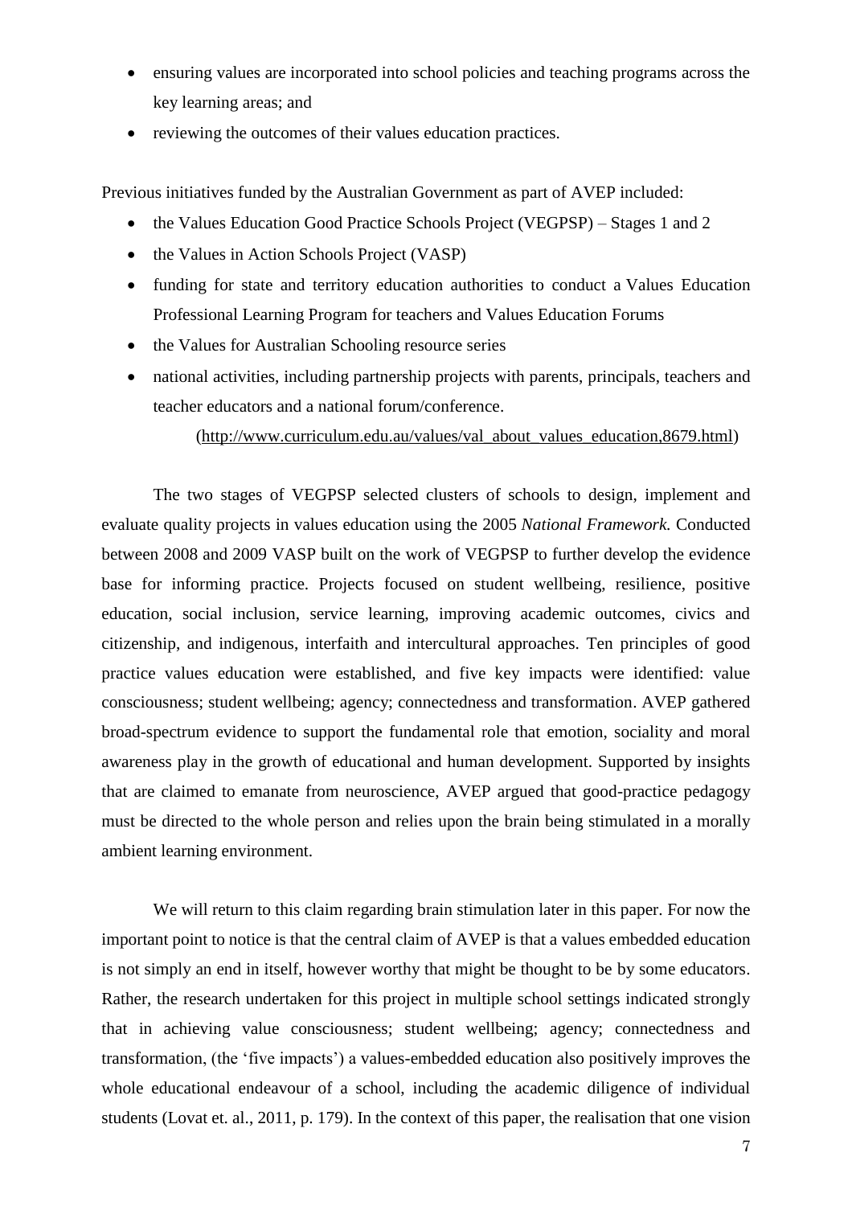- ensuring values are incorporated into school policies and teaching programs across the key learning areas; and
- reviewing the outcomes of their values education practices.

Previous initiatives funded by the Australian Government as part of AVEP included:

- the Values Education Good Practice Schools Project (VEGPSP) – Stages 1 and 2
- the Values in Action Schools Project (VASP)
- funding for state and territory education authorities to conduct a Values Education Professional Learning Program for teachers and Values Education Forums
- the Values for Australian Schooling resource series
- national activities, including partnership projects with parents, principals, teachers and teacher educators and a national forum/conference.

(http://www.curriculum.edu.au/values/val_about_values_education,8679.html)

The two stages of VEGPSP selected clusters of schools to design, implement and evaluate quality projects in values education using the 2005 *National Framework.* Conducted between 2008 and 2009 VASP built on the work of VEGPSP to further develop the evidence base for informing practice. Projects focused on student wellbeing, resilience, positive education, social inclusion, service learning, improving academic outcomes, civics and citizenship, and indigenous, interfaith and intercultural approaches. Ten principles of good practice values education were established, and five key impacts were identified: value consciousness; student wellbeing; agency; connectedness and transformation. AVEP gathered broad-spectrum evidence to support the fundamental role that emotion, sociality and moral awareness play in the growth of educational and human development. Supported by insights that are claimed to emanate from neuroscience, AVEP argued that good-practice pedagogy must be directed to the whole person and relies upon the brain being stimulated in a morally ambient learning environment.

We will return to this claim regarding brain stimulation later in this paper. For now the important point to notice is that the central claim of AVEP is that a values embedded education is not simply an end in itself, however worthy that might be thought to be by some educators. Rather, the research undertaken for this project in multiple school settings indicated strongly that in achieving value consciousness; student wellbeing; agency; connectedness and transformation, (the 'five impacts') a values-embedded education also positively improves the whole educational endeavour of a school, including the academic diligence of individual students (Lovat et. al., 2011, p. 179). In the context of this paper, the realisation that one vision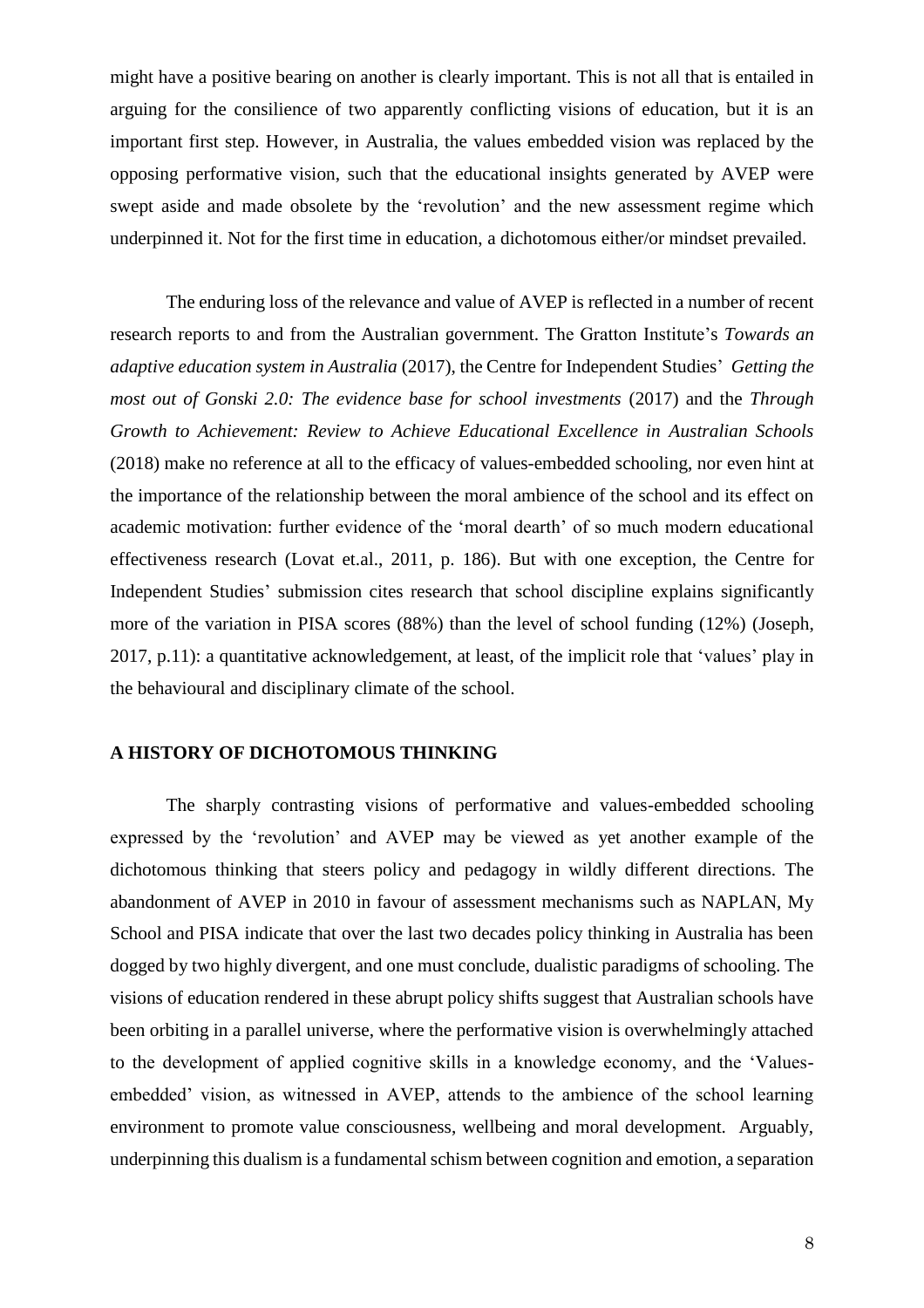might have a positive bearing on another is clearly important. This is not all that is entailed in arguing for the consilience of two apparently conflicting visions of education, but it is an important first step. However, in Australia, the values embedded vision was replaced by the opposing performative vision, such that the educational insights generated by AVEP were swept aside and made obsolete by the 'revolution' and the new assessment regime which underpinned it. Not for the first time in education, a dichotomous either/or mindset prevailed.

The enduring loss of the relevance and value of AVEP is reflected in a number of recent research reports to and from the Australian government. The Gratton Institute's *Towards an adaptive education system in Australia* (2017), the Centre for Independent Studies' *Getting the most out of Gonski 2.0: The evidence base for school investments* (2017) and the *Through Growth to Achievement: Review to Achieve Educational Excellence in Australian Schools* (2018) make no reference at all to the efficacy of values-embedded schooling, nor even hint at the importance of the relationship between the moral ambience of the school and its effect on academic motivation: further evidence of the 'moral dearth' of so much modern educational effectiveness research (Lovat et.al., 2011, p. 186). But with one exception, the Centre for Independent Studies' submission cites research that school discipline explains significantly more of the variation in PISA scores (88%) than the level of school funding (12%) (Joseph, 2017, p.11): a quantitative acknowledgement, at least, of the implicit role that 'values' play in the behavioural and disciplinary climate of the school.

## A HISTORY OF DICHOTOMOUS THINKING

The sharply contrasting visions of performative and values-embedded schooling expressed by the 'revolution' and AVEP may be viewed as yet another example of the dichotomous thinking that steers policy and pedagogy in wildly different directions. The abandonment of AVEP in 2010 in favour of assessment mechanisms such as NAPLAN, My School and PISA indicate that over the last two decades policy thinking in Australia has been dogged by two highly divergent, and one must conclude, dualistic paradigms of schooling. The visions of education rendered in these abrupt policy shifts suggest that Australian schools have been orbiting in a parallel universe, where the performative vision is overwhelmingly attached to the development of applied cognitive skills in a knowledge economy, and the 'Values-embedded' vision, as witnessed in AVEP, attends to the ambience of the school learning environment to promote value consciousness, wellbeing and moral development. Arguably, underpinning this dualism is a fundamental schism between cognition and emotion, a separation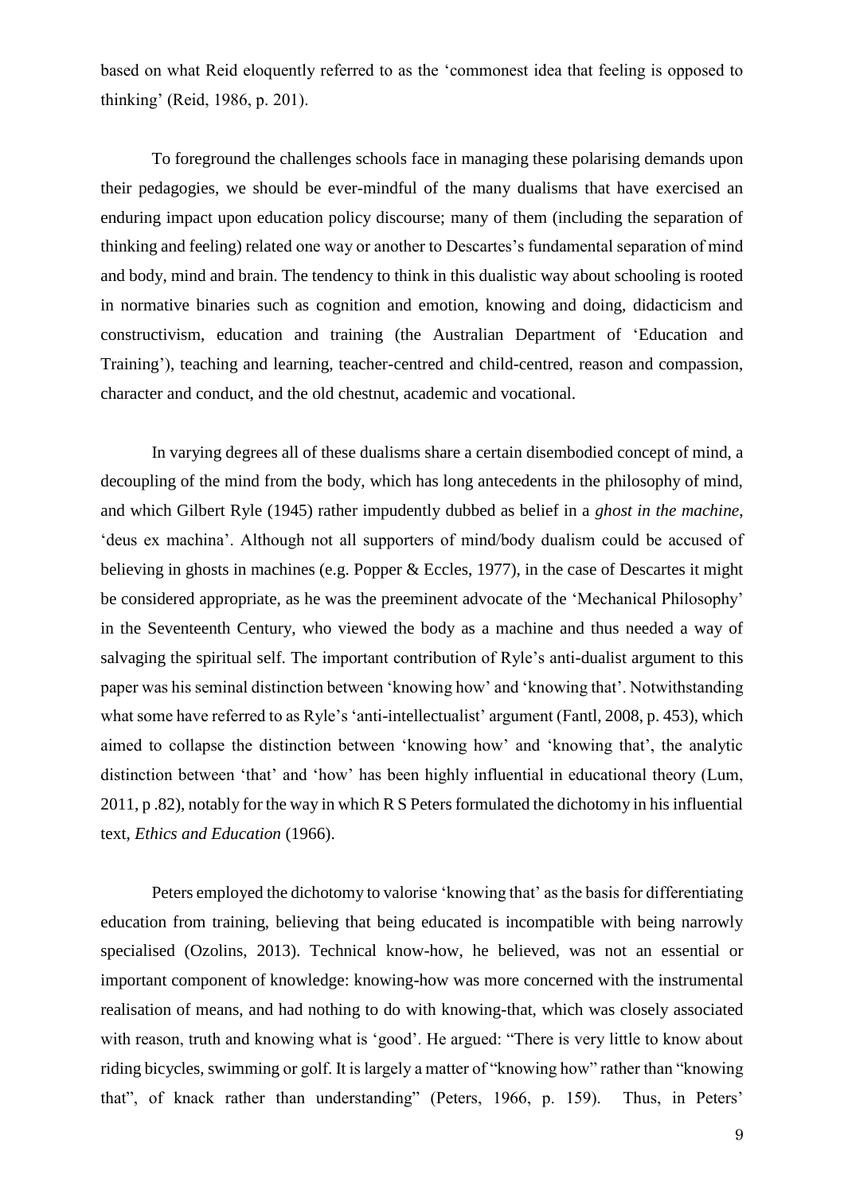based on what Reid eloquently referred to as the 'commonest idea that feeling is opposed to thinking' (Reid, 1986, p. 201).

To foreground the challenges schools face in managing these polarising demands upon their pedagogies, we should be ever-mindful of the many dualisms that have exercised an enduring impact upon education policy discourse; many of them (including the separation of thinking and feeling) related one way or another to Descartes's fundamental separation of mind and body, mind and brain. The tendency to think in this dualistic way about schooling is rooted in normative binaries such as cognition and emotion, knowing and doing, didacticism and constructivism, education and training (the Australian Department of 'Education and Training'), teaching and learning, teacher-centred and child-centred, reason and compassion, character and conduct, and the old chestnut, academic and vocational.

In varying degrees all of these dualisms share a certain disembodied concept of mind, a decoupling of the mind from the body, which has long antecedents in the philosophy of mind, and which Gilbert Ryle (1945) rather impudently dubbed as belief in a *ghost in the machine*, 'deus ex machina'. Although not all supporters of mind/body dualism could be accused of believing in ghosts in machines (e.g. Popper & Eccles, 1977), in the case of Descartes it might be considered appropriate, as he was the preeminent advocate of the 'Mechanical Philosophy' in the Seventeenth Century, who viewed the body as a machine and thus needed a way of salvaging the spiritual self. The important contribution of Ryle's anti-dualist argument to this paper was his seminal distinction between 'knowing how' and 'knowing that'. Notwithstanding what some have referred to as Ryle's 'anti-intellectualist' argument (Fantl, 2008, p. 453), which aimed to collapse the distinction between 'knowing how' and 'knowing that', the analytic distinction between 'that' and 'how' has been highly influential in educational theory (Lum, 2011, p .82), notably for the way in which R S Peters formulated the dichotomy in his influential text, *Ethics and Education* (1966).

Peters employed the dichotomy to valorise 'knowing that' as the basis for differentiating education from training, believing that being educated is incompatible with being narrowly specialised (Ozolins, 2013). Technical know-how, he believed, was not an essential or important component of knowledge: knowing-how was more concerned with the instrumental realisation of means, and had nothing to do with knowing-that, which was closely associated with reason, truth and knowing what is 'good'. He argued: "There is very little to know about riding bicycles, swimming or golf. It is largely a matter of "knowing how" rather than "knowing that", of knack rather than understanding" (Peters, 1966, p. 159). Thus, in Peters'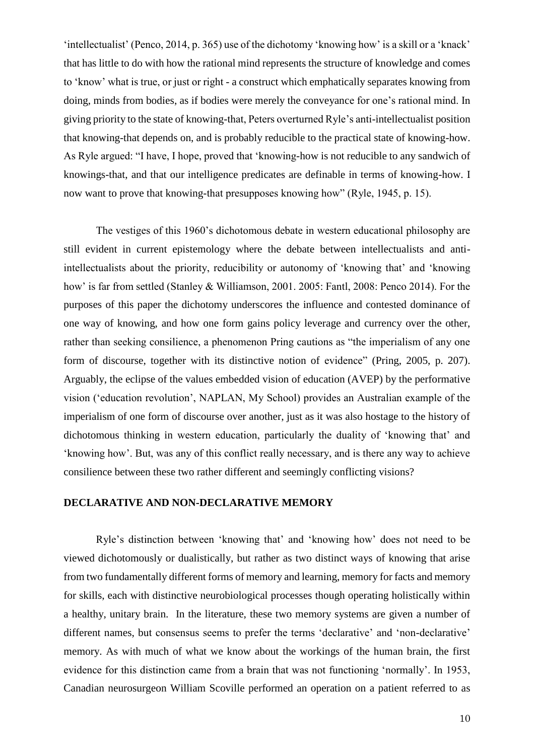'intellectualist' (Penco, 2014, p. 365) use of the dichotomy 'knowing how' is a skill or a 'knack' that has little to do with how the rational mind represents the structure of knowledge and comes to 'know' what is true, or just or right - a construct which emphatically separates knowing from doing, minds from bodies, as if bodies were merely the conveyance for one's rational mind. In giving priority to the state of knowing-that, Peters overturned Ryle's anti-intellectualist position that knowing-that depends on, and is probably reducible to the practical state of knowing-how. As Ryle argued: "I have, I hope, proved that 'knowing-how is not reducible to any sandwich of knowings-that, and that our intelligence predicates are definable in terms of knowing-how. I now want to prove that knowing-that presupposes knowing how" (Ryle, 1945, p. 15).

The vestiges of this 1960's dichotomous debate in western educational philosophy are still evident in current epistemology where the debate between intellectualists and anti-intellectualists about the priority, reducibility or autonomy of 'knowing that' and 'knowing how' is far from settled (Stanley & Williamson, 2001. 2005: Fantl, 2008: Penco 2014). For the purposes of this paper the dichotomy underscores the influence and contested dominance of one way of knowing, and how one form gains policy leverage and currency over the other, rather than seeking consilience, a phenomenon Pring cautions as "the imperialism of any one form of discourse, together with its distinctive notion of evidence" (Pring, 2005, p. 207). Arguably, the eclipse of the values embedded vision of education (AVEP) by the performative vision ('education revolution', NAPLAN, My School) provides an Australian example of the imperialism of one form of discourse over another, just as it was also hostage to the history of dichotomous thinking in western education, particularly the duality of 'knowing that' and 'knowing how'. But, was any of this conflict really necessary, and is there any way to achieve consilience between these two rather different and seemingly conflicting visions?

## DECLARATIVE AND NON-DECLARATIVE MEMORY

Ryle's distinction between 'knowing that' and 'knowing how' does not need to be viewed dichotomously or dualistically, but rather as two distinct ways of knowing that arise from two fundamentally different forms of memory and learning, memory for facts and memory for skills, each with distinctive neurobiological processes though operating holistically within a healthy, unitary brain. In the literature, these two memory systems are given a number of different names, but consensus seems to prefer the terms 'declarative' and 'non-declarative' memory. As with much of what we know about the workings of the human brain, the first evidence for this distinction came from a brain that was not functioning 'normally'. In 1953, Canadian neurosurgeon William Scoville performed an operation on a patient referred to as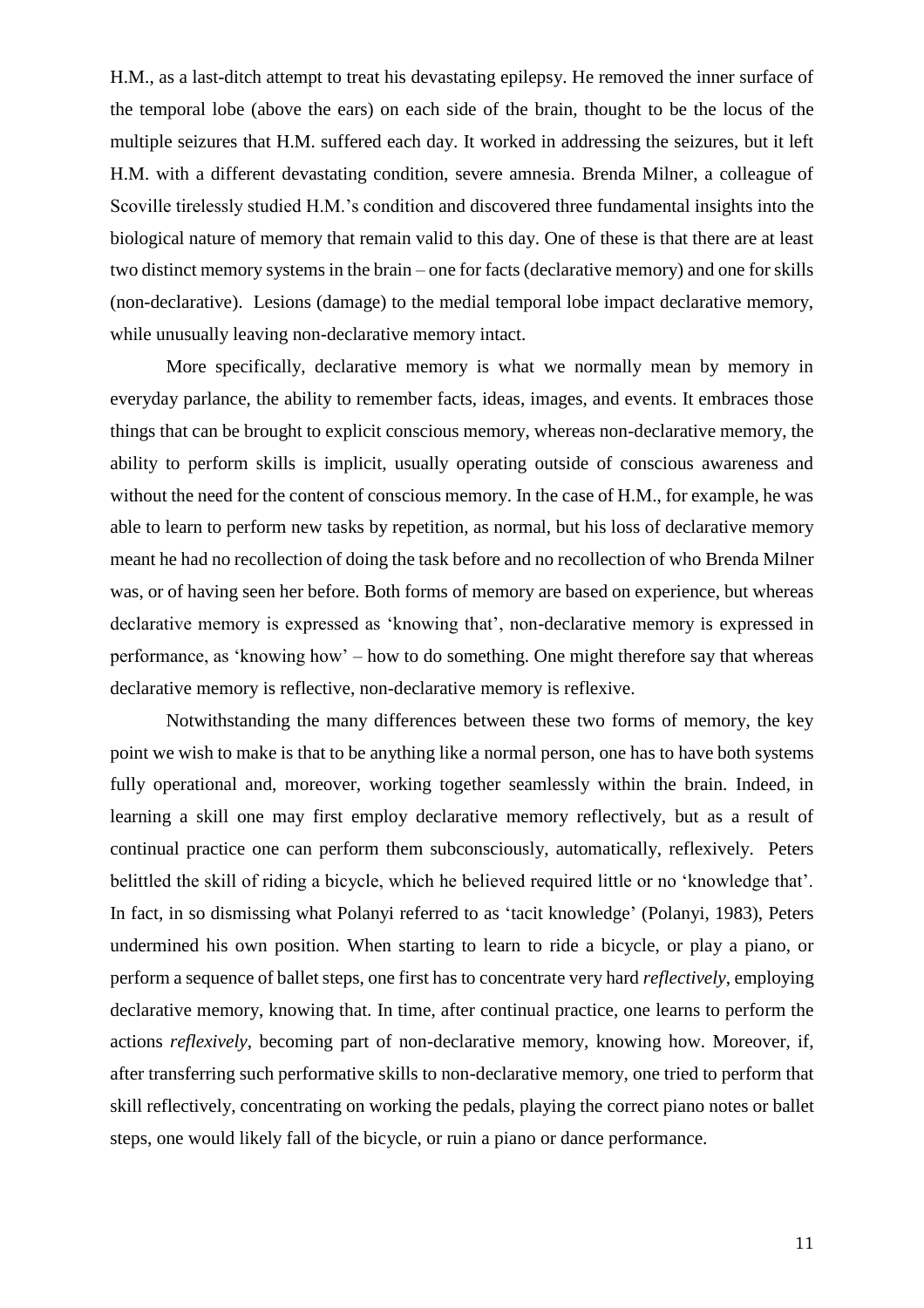H.M., as a last-ditch attempt to treat his devastating epilepsy. He removed the inner surface of the temporal lobe (above the ears) on each side of the brain, thought to be the locus of the multiple seizures that H.M. suffered each day. It worked in addressing the seizures, but it left H.M. with a different devastating condition, severe amnesia. Brenda Milner, a colleague of Scoville tirelessly studied H.M.'s condition and discovered three fundamental insights into the biological nature of memory that remain valid to this day. One of these is that there are at least two distinct memory systems in the brain – one for facts (declarative memory) and one for skills (non-declarative). Lesions (damage) to the medial temporal lobe impact declarative memory, while unusually leaving non-declarative memory intact.

More specifically, declarative memory is what we normally mean by memory in everyday parlance, the ability to remember facts, ideas, images, and events. It embraces those things that can be brought to explicit conscious memory, whereas non-declarative memory, the ability to perform skills is implicit, usually operating outside of conscious awareness and without the need for the content of conscious memory. In the case of H.M., for example, he was able to learn to perform new tasks by repetition, as normal, but his loss of declarative memory meant he had no recollection of doing the task before and no recollection of who Brenda Milner was, or of having seen her before. Both forms of memory are based on experience, but whereas declarative memory is expressed as 'knowing that', non-declarative memory is expressed in performance, as 'knowing how' – how to do something. One might therefore say that whereas declarative memory is reflective, non-declarative memory is reflexive.

Notwithstanding the many differences between these two forms of memory, the key point we wish to make is that to be anything like a normal person, one has to have both systems fully operational and, moreover, working together seamlessly within the brain. Indeed, in learning a skill one may first employ declarative memory reflectively, but as a result of continual practice one can perform them subconsciously, automatically, reflexively. Peters belittled the skill of riding a bicycle, which he believed required little or no 'knowledge that'. In fact, in so dismissing what Polanyi referred to as 'tacit knowledge' (Polanyi, 1983), Peters undermined his own position. When starting to learn to ride a bicycle, or play a piano, or perform a sequence of ballet steps, one first has to concentrate very hard *reflectively*, employing declarative memory, knowing that. In time, after continual practice, one learns to perform the actions *reflexively*, becoming part of non-declarative memory, knowing how. Moreover, if, after transferring such performative skills to non-declarative memory, one tried to perform that skill reflectively, concentrating on working the pedals, playing the correct piano notes or ballet steps, one would likely fall of the bicycle, or ruin a piano or dance performance.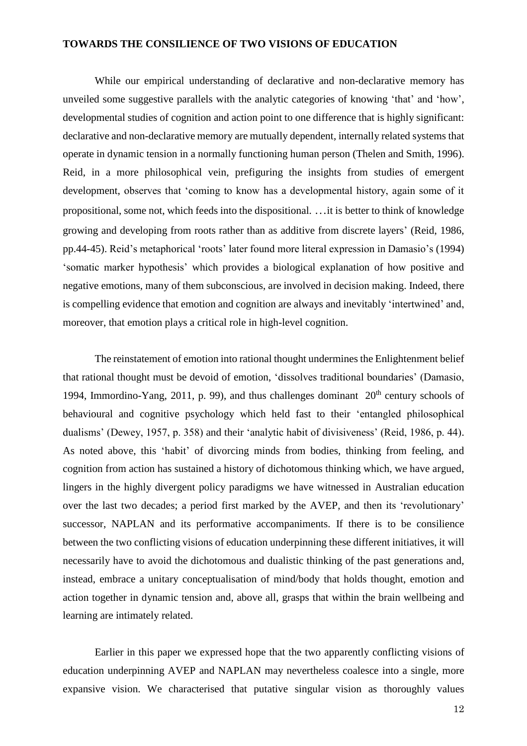## TOWARDS THE CONSILIENCE OF TWO VISIONS OF EDUCATION

While our empirical understanding of declarative and non-declarative memory has unveiled some suggestive parallels with the analytic categories of knowing 'that' and 'how', developmental studies of cognition and action point to one difference that is highly significant: declarative and non-declarative memory are mutually dependent, internally related systems that operate in dynamic tension in a normally functioning human person (Thelen and Smith, 1996). Reid, in a more philosophical vein, prefiguring the insights from studies of emergent development, observes that 'coming to know has a developmental history, again some of it propositional, some not, which feeds into the dispositional. …it is better to think of knowledge growing and developing from roots rather than as additive from discrete layers' (Reid, 1986, pp.44-45). Reid's metaphorical 'roots' later found more literal expression in Damasio's (1994) 'somatic marker hypothesis' which provides a biological explanation of how positive and negative emotions, many of them subconscious, are involved in decision making. Indeed, there is compelling evidence that emotion and cognition are always and inevitably 'intertwined' and, moreover, that emotion plays a critical role in high-level cognition.

The reinstatement of emotion into rational thought undermines the Enlightenment belief that rational thought must be devoid of emotion, 'dissolves traditional boundaries' (Damasio, 1994, Immordino-Yang, 2011, p. 99), and thus challenges dominant 20th century schools of behavioural and cognitive psychology which held fast to their 'entangled philosophical dualisms' (Dewey, 1957, p. 358) and their 'analytic habit of divisiveness' (Reid, 1986, p. 44). As noted above, this 'habit' of divorcing minds from bodies, thinking from feeling, and cognition from action has sustained a history of dichotomous thinking which, we have argued, lingers in the highly divergent policy paradigms we have witnessed in Australian education over the last two decades; a period first marked by the AVEP, and then its 'revolutionary' successor, NAPLAN and its performative accompaniments. If there is to be consilience between the two conflicting visions of education underpinning these different initiatives, it will necessarily have to avoid the dichotomous and dualistic thinking of the past generations and, instead, embrace a unitary conceptualisation of mind/body that holds thought, emotion and action together in dynamic tension and, above all, grasps that within the brain wellbeing and learning are intimately related.

Earlier in this paper we expressed hope that the two apparently conflicting visions of education underpinning AVEP and NAPLAN may nevertheless coalesce into a single, more expansive vision. We characterised that putative singular vision as thoroughly values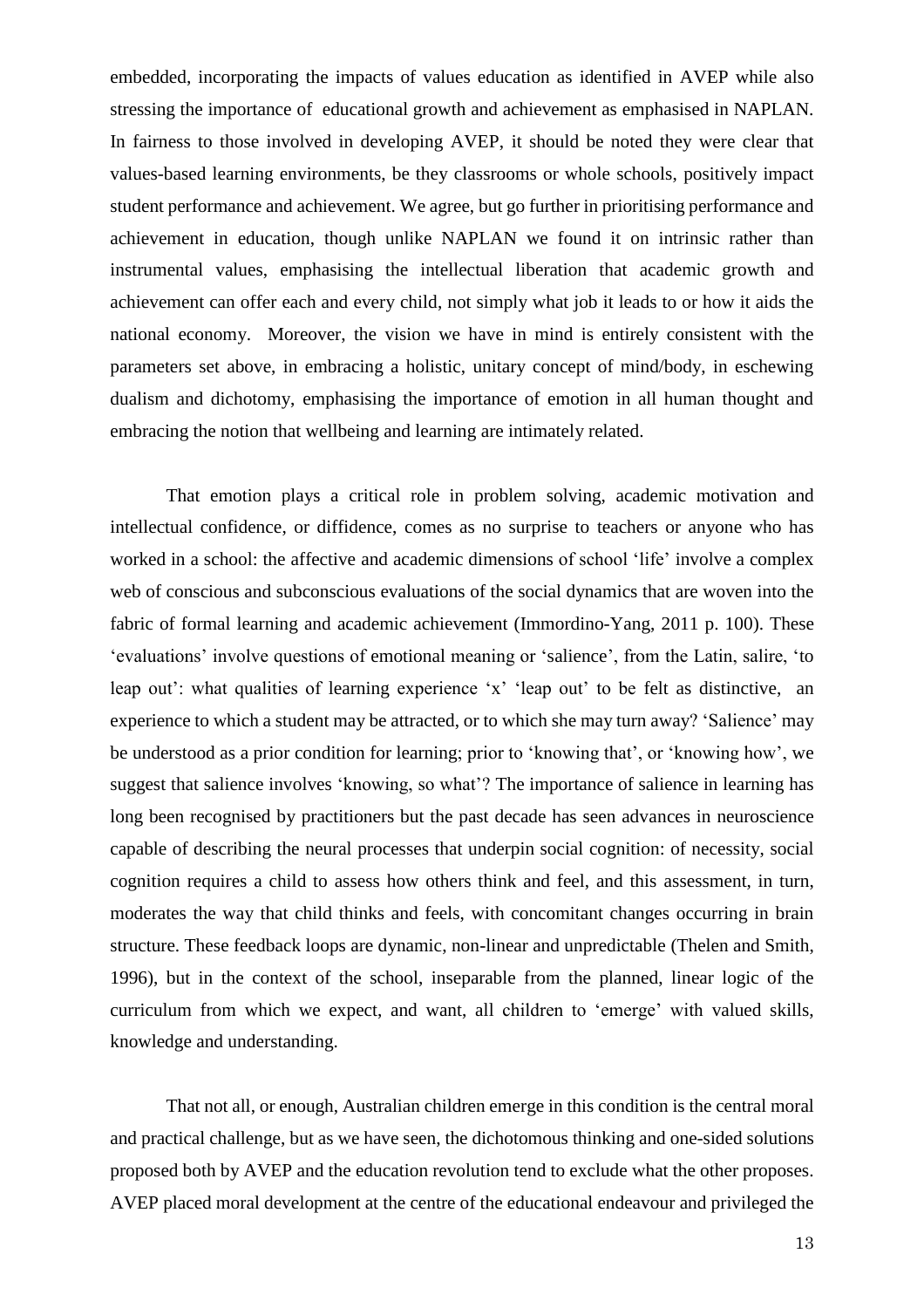embedded, incorporating the impacts of values education as identified in AVEP while also stressing the importance of educational growth and achievement as emphasised in NAPLAN. In fairness to those involved in developing AVEP, it should be noted they were clear that values-based learning environments, be they classrooms or whole schools, positively impact student performance and achievement. We agree, but go further in prioritising performance and achievement in education, though unlike NAPLAN we found it on intrinsic rather than instrumental values, emphasising the intellectual liberation that academic growth and achievement can offer each and every child, not simply what job it leads to or how it aids the national economy. Moreover, the vision we have in mind is entirely consistent with the parameters set above, in embracing a holistic, unitary concept of mind/body, in eschewing dualism and dichotomy, emphasising the importance of emotion in all human thought and embracing the notion that wellbeing and learning are intimately related.

That emotion plays a critical role in problem solving, academic motivation and intellectual confidence, or diffidence, comes as no surprise to teachers or anyone who has worked in a school: the affective and academic dimensions of school 'life' involve a complex web of conscious and subconscious evaluations of the social dynamics that are woven into the fabric of formal learning and academic achievement (Immordino-Yang, 2011 p. 100). These 'evaluations' involve questions of emotional meaning or 'salience', from the Latin, salire, 'to leap out': what qualities of learning experience 'x' 'leap out' to be felt as distinctive, an experience to which a student may be attracted, or to which she may turn away? 'Salience' may be understood as a prior condition for learning; prior to 'knowing that', or 'knowing how', we suggest that salience involves 'knowing, so what'? The importance of salience in learning has long been recognised by practitioners but the past decade has seen advances in neuroscience capable of describing the neural processes that underpin social cognition: of necessity, social cognition requires a child to assess how others think and feel, and this assessment, in turn, moderates the way that child thinks and feels, with concomitant changes occurring in brain structure. These feedback loops are dynamic, non-linear and unpredictable (Thelen and Smith, 1996), but in the context of the school, inseparable from the planned, linear logic of the curriculum from which we expect, and want, all children to 'emerge' with valued skills, knowledge and understanding.

That not all, or enough, Australian children emerge in this condition is the central moral and practical challenge, but as we have seen, the dichotomous thinking and one-sided solutions proposed both by AVEP and the education revolution tend to exclude what the other proposes. AVEP placed moral development at the centre of the educational endeavour and privileged the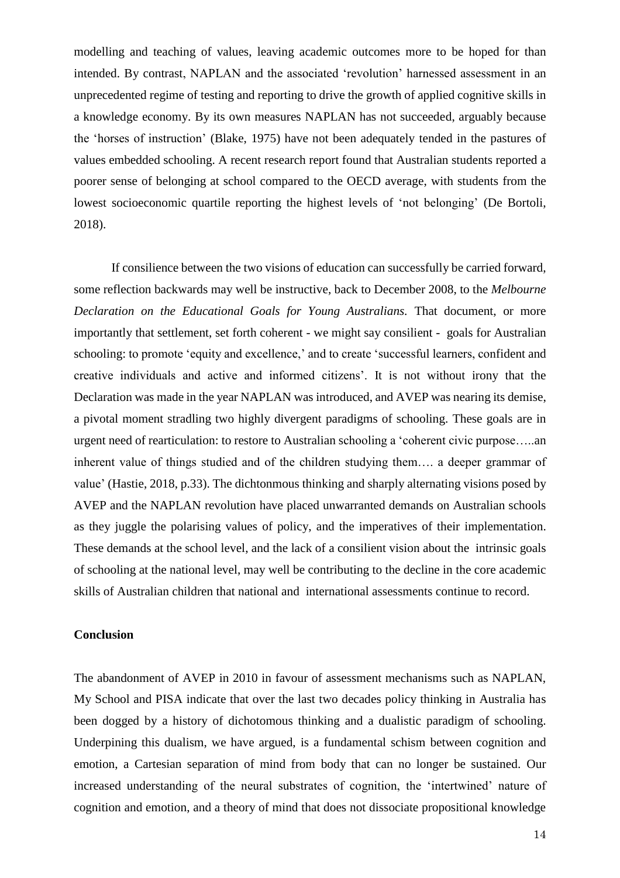modelling and teaching of values, leaving academic outcomes more to be hoped for than intended. By contrast, NAPLAN and the associated 'revolution' harnessed assessment in an unprecedented regime of testing and reporting to drive the growth of applied cognitive skills in a knowledge economy. By its own measures NAPLAN has not succeeded, arguably because the 'horses of instruction' (Blake, 1975) have not been adequately tended in the pastures of values embedded schooling. A recent research report found that Australian students reported a poorer sense of belonging at school compared to the OECD average, with students from the lowest socioeconomic quartile reporting the highest levels of 'not belonging' (De Bortoli, 2018).

If consilience between the two visions of education can successfully be carried forward, some reflection backwards may well be instructive, back to December 2008, to the *Melbourne Declaration on the Educational Goals for Young Australians.* That document, or more importantly that settlement, set forth coherent - we might say consilient - goals for Australian schooling: to promote 'equity and excellence,' and to create 'successful learners, confident and creative individuals and active and informed citizens'. It is not without irony that the Declaration was made in the year NAPLAN was introduced, and AVEP was nearing its demise, a pivotal moment stradling two highly divergent paradigms of schooling. These goals are in urgent need of rearticulation: to restore to Australian schooling a 'coherent civic purpose…..an inherent value of things studied and of the children studying them…. a deeper grammar of value' (Hastie, 2018, p.33). The dichtonmous thinking and sharply alternating visions posed by AVEP and the NAPLAN revolution have placed unwarranted demands on Australian schools as they juggle the polarising values of policy, and the imperatives of their implementation. These demands at the school level, and the lack of a consilient vision about the intrinsic goals of schooling at the national level, may well be contributing to the decline in the core academic skills of Australian children that national and international assessments continue to record.

## Conclusion

The abandonment of AVEP in 2010 in favour of assessment mechanisms such as NAPLAN, My School and PISA indicate that over the last two decades policy thinking in Australia has been dogged by a history of dichotomous thinking and a dualistic paradigm of schooling. Underpining this dualism, we have argued, is a fundamental schism between cognition and emotion, a Cartesian separation of mind from body that can no longer be sustained. Our increased understanding of the neural substrates of cognition, the 'intertwined' nature of cognition and emotion, and a theory of mind that does not dissociate propositional knowledge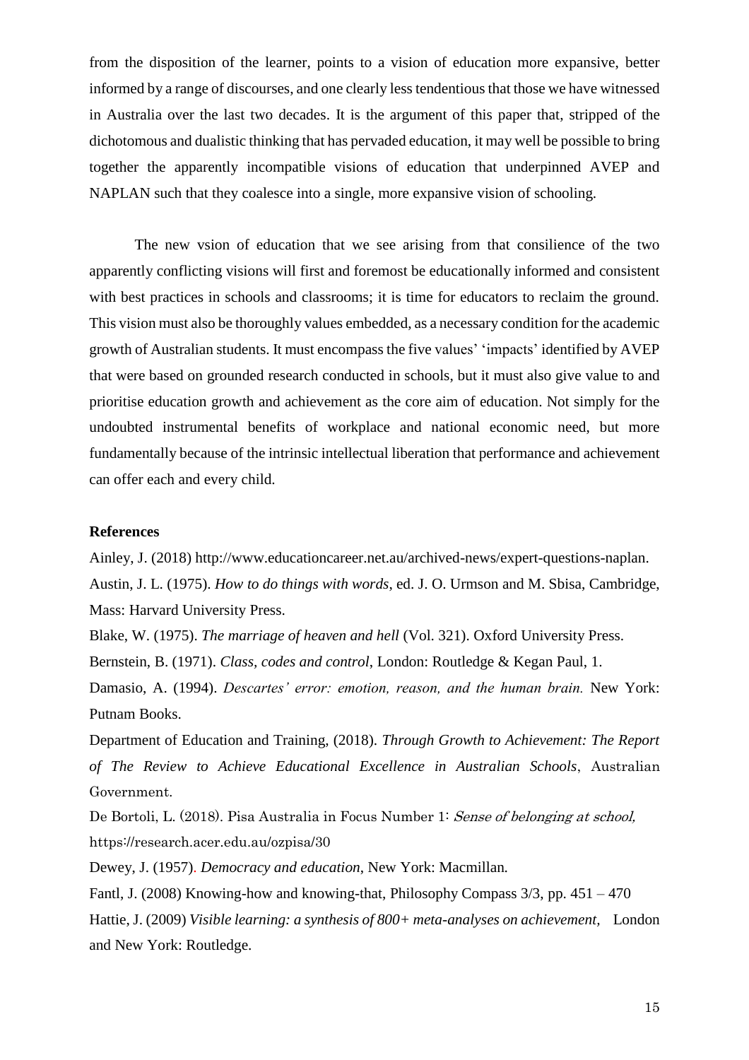from the disposition of the learner, points to a vision of education more expansive, better informed by a range of discourses, and one clearly less tendentious that those we have witnessed in Australia over the last two decades. It is the argument of this paper that, stripped of the dichotomous and dualistic thinking that has pervaded education, it may well be possible to bring together the apparently incompatible visions of education that underpinned AVEP and NAPLAN such that they coalesce into a single, more expansive vision of schooling.

The new vsion of education that we see arising from that consilience of the two apparently conflicting visions will first and foremost be educationally informed and consistent with best practices in schools and classrooms; it is time for educators to reclaim the ground. This vision must also be thoroughly values embedded, as a necessary condition for the academic growth of Australian students. It must encompass the five values' 'impacts' identified by AVEP that were based on grounded research conducted in schools, but it must also give value to and prioritise education growth and achievement as the core aim of education. Not simply for the undoubted instrumental benefits of workplace and national economic need, but more fundamentally because of the intrinsic intellectual liberation that performance and achievement can offer each and every child.

**References**

Ainley, J. (2018) http://www.educationcareer.net.au/archived-news/expert-questions-naplan.

Austin, J. L. (1975). *How to do things with words*, ed. J. O. Urmson and M. Sbisa, Cambridge, Mass: Harvard University Press.

Blake, W. (1975). *The marriage of heaven and hell* (Vol. 321). Oxford University Press.

Bernstein, B. (1971). *Class, codes and control*, London: Routledge & Kegan Paul, 1.

Damasio, A. (1994). *Descartes' error: emotion, reason, and the human brain.* New York: Putnam Books.

Department of Education and Training, (2018). *Through Growth to Achievement: The Report of The Review to Achieve Educational Excellence in Australian Schools*, Australian Government.

De Bortoli, L. (2018). Pisa Australia in Focus Number 1: *Sense of belonging at school,* https://research.acer.edu.au/ozpisa/30

Dewey, J. (1957). *Democracy and education*, New York: Macmillan.

Fantl, J. (2008) Knowing-how and knowing-that, Philosophy Compass 3/3, pp. 451 – 470

Hattie, J. (2009) *Visible learning: a synthesis of 800+ meta-analyses on achievement,* London and New York: Routledge.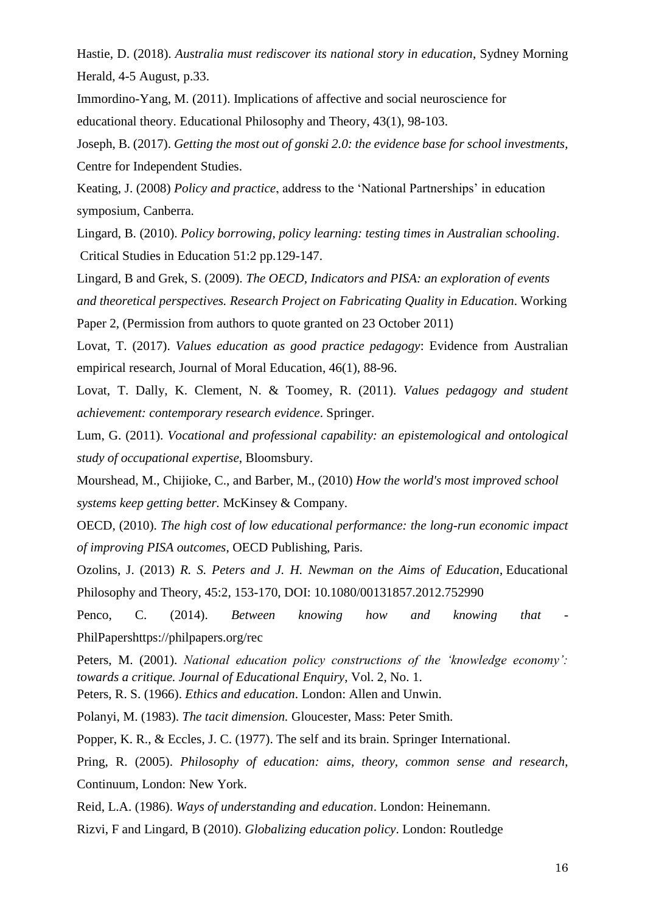Hastie, D. (2018). *Australia must rediscover its national story in education*, Sydney Morning Herald, 4-5 August, p.33.

Immordino-Yang, M. (2011). Implications of affective and social neuroscience for educational theory. Educational Philosophy and Theory, 43(1), 98-103.

Joseph, B. (2017). *Getting the most out of gonski 2.0: the evidence base for school investments,* Centre for Independent Studies.

Keating, J. (2008) *Policy and practice*, address to the 'National Partnerships' in education symposium, Canberra.

Lingard, B. (2010). *Policy borrowing, policy learning: testing times in Australian schooling*. Critical Studies in Education 51:2 pp.129-147.

Lingard, B and Grek, S. (2009). *The OECD, Indicators and PISA: an exploration of events and theoretical perspectives. Research Project on Fabricating Quality in Education*. Working Paper 2, (Permission from authors to quote granted on 23 October 2011)

Lovat, T. (2017). *Values education as good practice pedagogy*: Evidence from Australian empirical research, Journal of Moral Education, 46(1), 88-96.

Lovat, T. Dally, K. Clement, N. & Toomey, R. (2011). *Values pedagogy and student achievement: contemporary research evidence*. Springer.

Lum, G. (2011). *Vocational and professional capability: an epistemological and ontological study of occupational expertise*, Bloomsbury.

Mourshead, M., Chijioke, C., and Barber, M., (2010) *How the world's most improved school systems keep getting better.* McKinsey & Company.

OECD, (2010). *The high cost of low educational performance: the long-run economic impact of improving PISA outcomes*, OECD Publishing, Paris.

Ozolins, J. (2013) *R. S. Peters and J. H. Newman on the Aims of Education*, Educational Philosophy and Theory, 45:2, 153-170, DOI: 10.1080/00131857.2012.752990

Penco, C. (2014). *Between knowing how and knowing that* - PhilPapershttps://philpapers.org/rec

Peters, M. (2001). *National education policy constructions of the 'knowledge economy': towards a critique. Journal of Educational Enquiry*, Vol. 2, No. 1.

Peters, R. S. (1966). *Ethics and education*. London: Allen and Unwin.

Polanyi, M. (1983). *The tacit dimension.* Gloucester, Mass: Peter Smith.

Popper, K. R., & Eccles, J. C. (1977). The self and its brain. Springer International.

Pring, R. (2005). *Philosophy of education: aims, theory, common sense and research*, Continuum, London: New York.

Reid, L.A. (1986). *Ways of understanding and education*. London: Heinemann.

Rizvi, F and Lingard, B (2010). *Globalizing education policy*. London: Routledge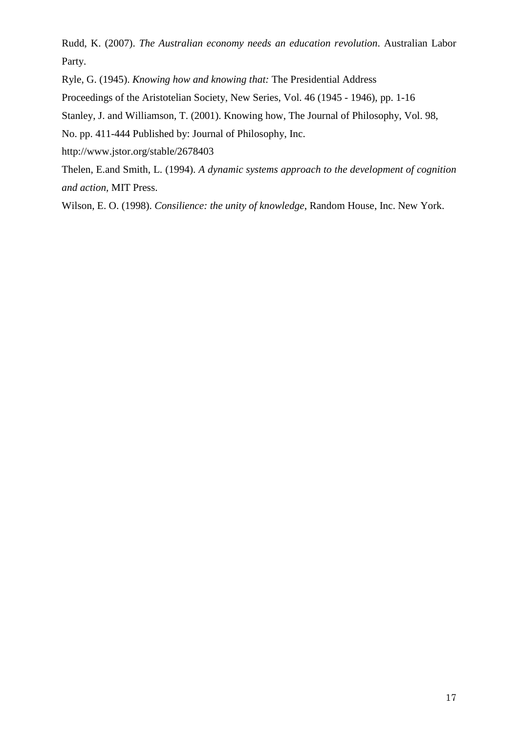Rudd, K. (2007). *The Australian economy needs an education revolution*. Australian Labor Party.

Ryle, G. (1945). *Knowing how and knowing that:* The Presidential Address

Proceedings of the Aristotelian Society, New Series, Vol. 46 (1945 - 1946), pp. 1-16

Stanley, J. and Williamson, T. (2001). Knowing how, The Journal of Philosophy, Vol. 98,

No. pp. 411-444 Published by: Journal of Philosophy, Inc.

http://www.jstor.org/stable/2678403

Thelen, E.and Smith, L. (1994). *A dynamic systems approach to the development of cognition and action*, MIT Press.

Wilson, E. O. (1998). *Consilience: the unity of knowledge*, Random House, Inc. New York.